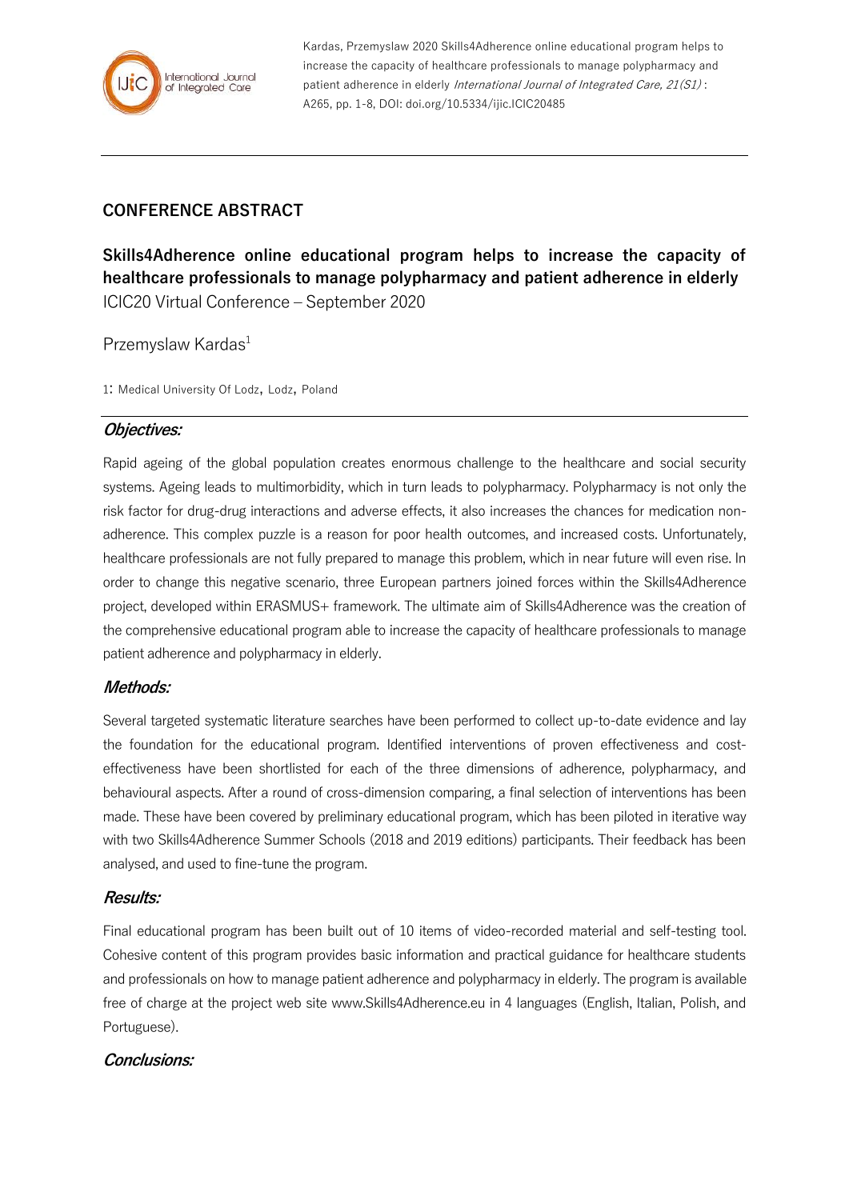Kardas, Przemyslaw 2020 Skills4Adherence online educational program helps to increase the capacity of healthcare professionals to manage polypharmacy and patient adherence in elderly *International Journal of Integrated Care, 21(S1)* : A265, pp. 1-8, DOI: doi.org/10.5334/ijic.ICIC20485

## CONFERENCE ABSTRACT

# Skills4Adherence online educational program helps to increase the capacity of healthcare professionals to manage polypharmacy and patient adherence in elderly

ICIC20 Virtual Conference – September 2020

Przemyslaw Kardas[1]

1: Medical University Of Lodz, Lodz, Poland

### *Objectives:*

Rapid ageing of the global population creates enormous challenge to the healthcare and social security systems. Ageing leads to multimorbidity, which in turn leads to polypharmacy. Polypharmacy is not only the risk factor for drug-drug interactions and adverse effects, it also increases the chances for medication non-adherence. This complex puzzle is a reason for poor health outcomes, and increased costs. Unfortunately, healthcare professionals are not fully prepared to manage this problem, which in near future will even rise. In order to change this negative scenario, three European partners joined forces within the Skills4Adherence project, developed within ERASMUS+ framework. The ultimate aim of Skills4Adherence was the creation of the comprehensive educational program able to increase the capacity of healthcare professionals to manage patient adherence and polypharmacy in elderly.

### *Methods:*

Several targeted systematic literature searches have been performed to collect up-to-date evidence and lay the foundation for the educational program. Identified interventions of proven effectiveness and cost-effectiveness have been shortlisted for each of the three dimensions of adherence, polypharmacy, and behavioural aspects. After a round of cross-dimension comparing, a final selection of interventions has been made. These have been covered by preliminary educational program, which has been piloted in iterative way with two Skills4Adherence Summer Schools (2018 and 2019 editions) participants. Their feedback has been analysed, and used to fine-tune the program.

### *Results:*

Final educational program has been built out of 10 items of video-recorded material and self-testing tool. Cohesive content of this program provides basic information and practical guidance for healthcare students and professionals on how to manage patient adherence and polypharmacy in elderly. The program is available free of charge at the project web site www.Skills4Adherence.eu in 4 languages (English, Italian, Polish, and Portuguese).

### *Conclusions:*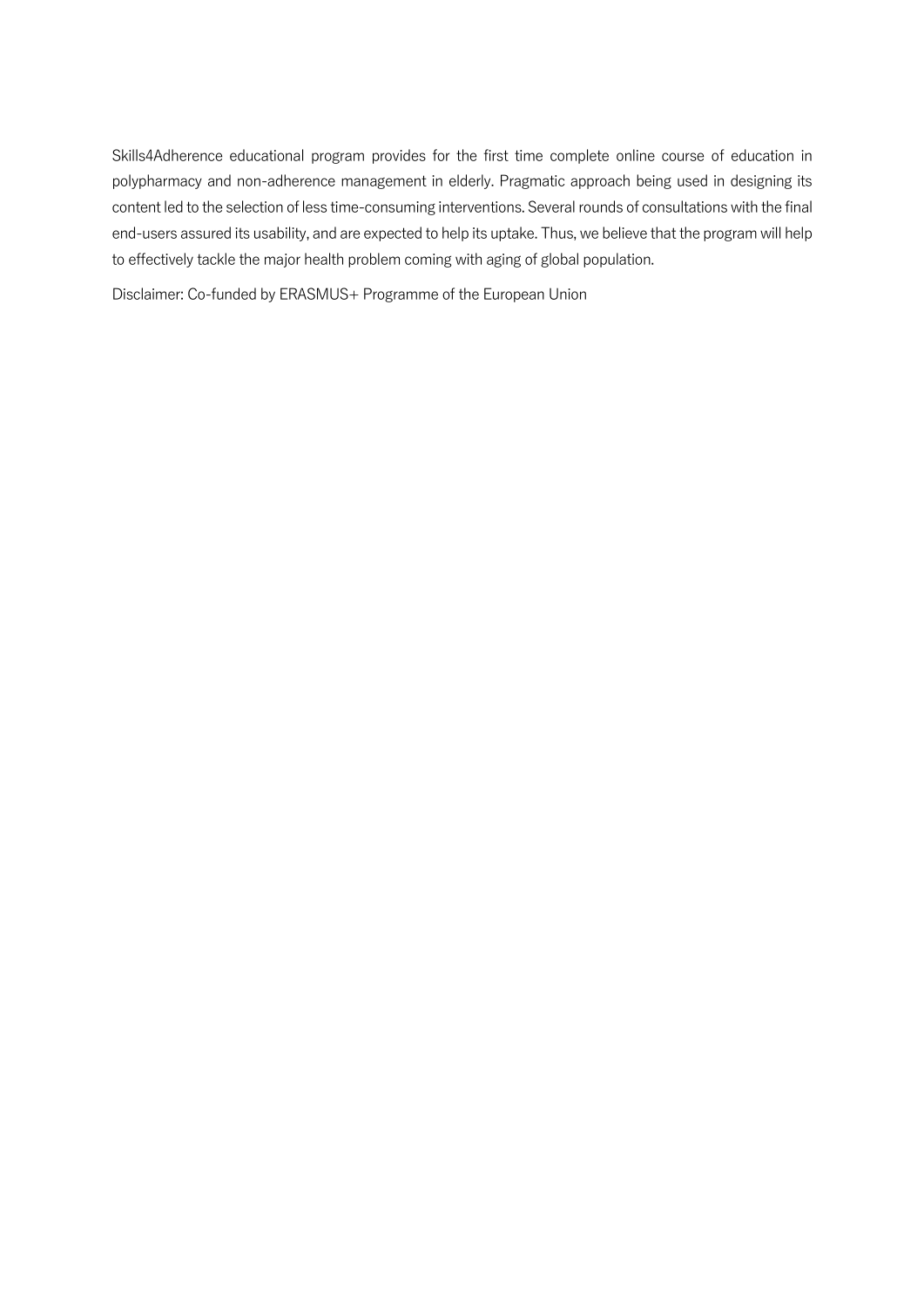Skills4Adherence educational program provides for the first time complete online course of education in polypharmacy and non-adherence management in elderly. Pragmatic approach being used in designing its content led to the selection of less time-consuming interventions. Several rounds of consultations with the final end-users assured its usability, and are expected to help its uptake. Thus, we believe that the program will help to effectively tackle the major health problem coming with aging of global population.

Disclaimer: Co-funded by ERASMUS+ Programme of the European Union